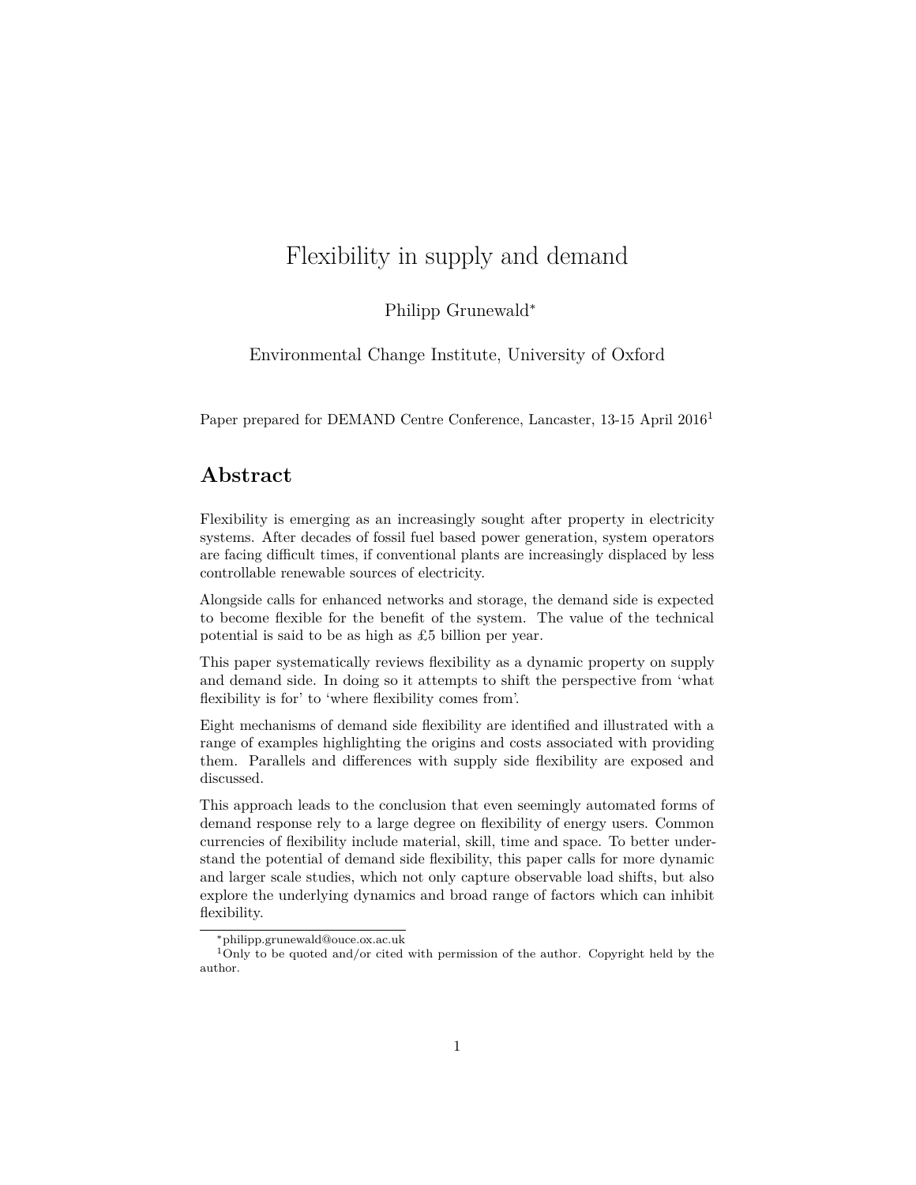# Flexibility in supply and demand

Philipp Grunewald*

Environmental Change Institute, University of Oxford

Paper prepared for DEMAND Centre Conference, Lancaster, 13-15 April 2016[1]

## Abstract

Flexibility is emerging as an increasingly sought after property in electricity systems. After decades of fossil fuel based power generation, system operators are facing difficult times, if conventional plants are increasingly displaced by less controllable renewable sources of electricity.

Alongside calls for enhanced networks and storage, the demand side is expected to become flexible for the benefit of the system. The value of the technical potential is said to be as high as £5 billion per year.

This paper systematically reviews flexibility as a dynamic property on supply and demand side. In doing so it attempts to shift the perspective from 'what flexibility is for' to 'where flexibility comes from'.

Eight mechanisms of demand side flexibility are identified and illustrated with a range of examples highlighting the origins and costs associated with providing them. Parallels and differences with supply side flexibility are exposed and discussed.

This approach leads to the conclusion that even seemingly automated forms of demand response rely to a large degree on flexibility of energy users. Common currencies of flexibility include material, skill, time and space. To better understand the potential of demand side flexibility, this paper calls for more dynamic and larger scale studies, which not only capture observable load shifts, but also explore the underlying dynamics and broad range of factors which can inhibit flexibility.

*philipp.grunewald@ouce.ox.ac.uk

[1] Only to be quoted and/or cited with permission of the author. Copyright held by the author.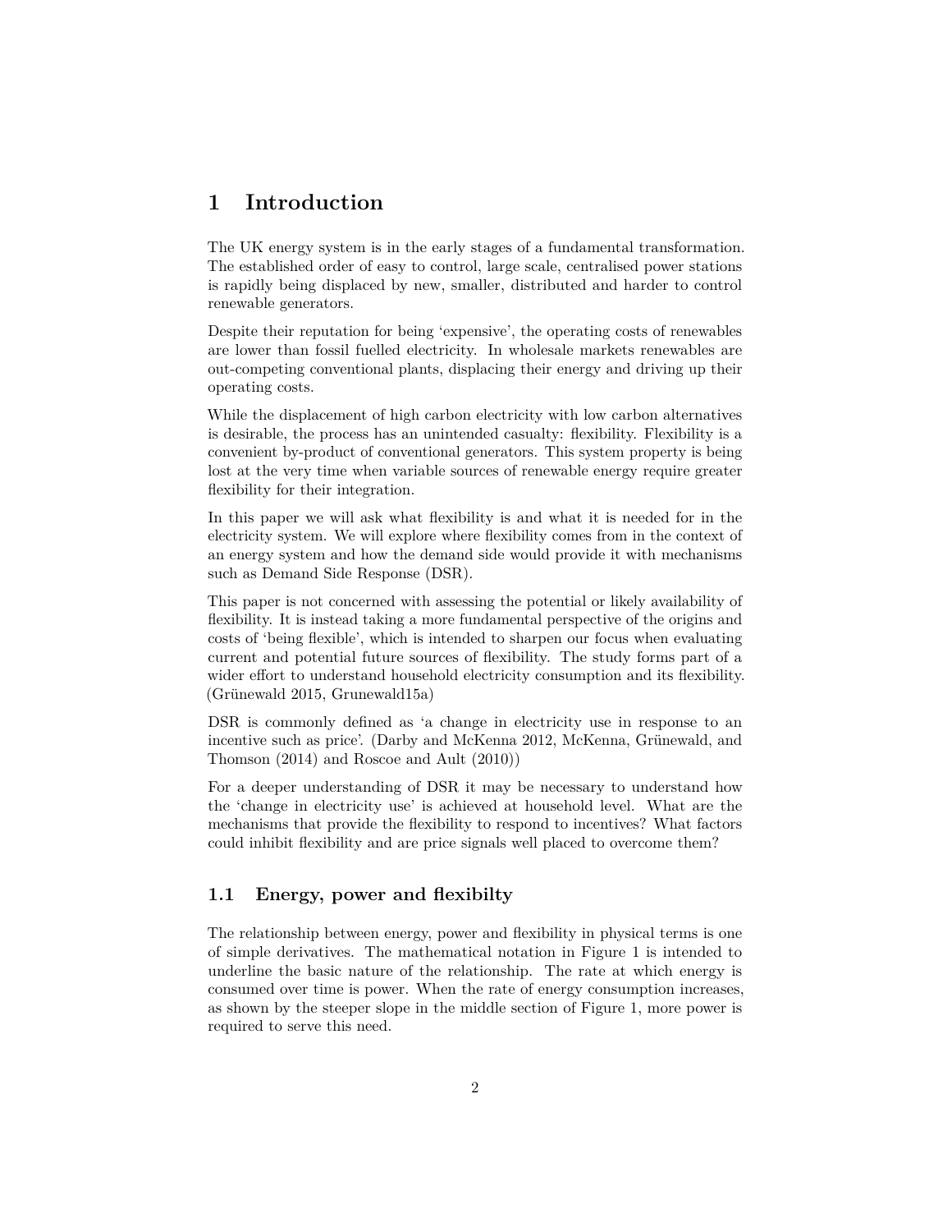# 1 Introduction

The UK energy system is in the early stages of a fundamental transformation. The established order of easy to control, large scale, centralised power stations is rapidly being displaced by new, smaller, distributed and harder to control renewable generators.

Despite their reputation for being 'expensive', the operating costs of renewables are lower than fossil fuelled electricity. In wholesale markets renewables are out-competing conventional plants, displacing their energy and driving up their operating costs.

While the displacement of high carbon electricity with low carbon alternatives is desirable, the process has an unintended casualty: flexibility. Flexibility is a convenient by-product of conventional generators. This system property is being lost at the very time when variable sources of renewable energy require greater flexibility for their integration.

In this paper we will ask what flexibility is and what it is needed for in the electricity system. We will explore where flexibility comes from in the context of an energy system and how the demand side would provide it with mechanisms such as Demand Side Response (DSR).

This paper is not concerned with assessing the potential or likely availability of flexibility. It is instead taking a more fundamental perspective of the origins and costs of 'being flexible', which is intended to sharpen our focus when evaluating current and potential future sources of flexibility. The study forms part of a wider effort to understand household electricity consumption and its flexibility. (Grünewald 2015, Grunewald15a)

DSR is commonly defined as 'a change in electricity use in response to an incentive such as price'. (Darby and McKenna 2012, McKenna, Grünewald, and Thomson (2014) and Roscoe and Ault (2010))

For a deeper understanding of DSR it may be necessary to understand how the 'change in electricity use' is achieved at household level. What are the mechanisms that provide the flexibility to respond to incentives? What factors could inhibit flexibility and are price signals well placed to overcome them?

## 1.1 Energy, power and flexibilty

The relationship between energy, power and flexibility in physical terms is one of simple derivatives. The mathematical notation in Figure 1 is intended to underline the basic nature of the relationship. The rate at which energy is consumed over time is power. When the rate of energy consumption increases, as shown by the steeper slope in the middle section of Figure 1, more power is required to serve this need.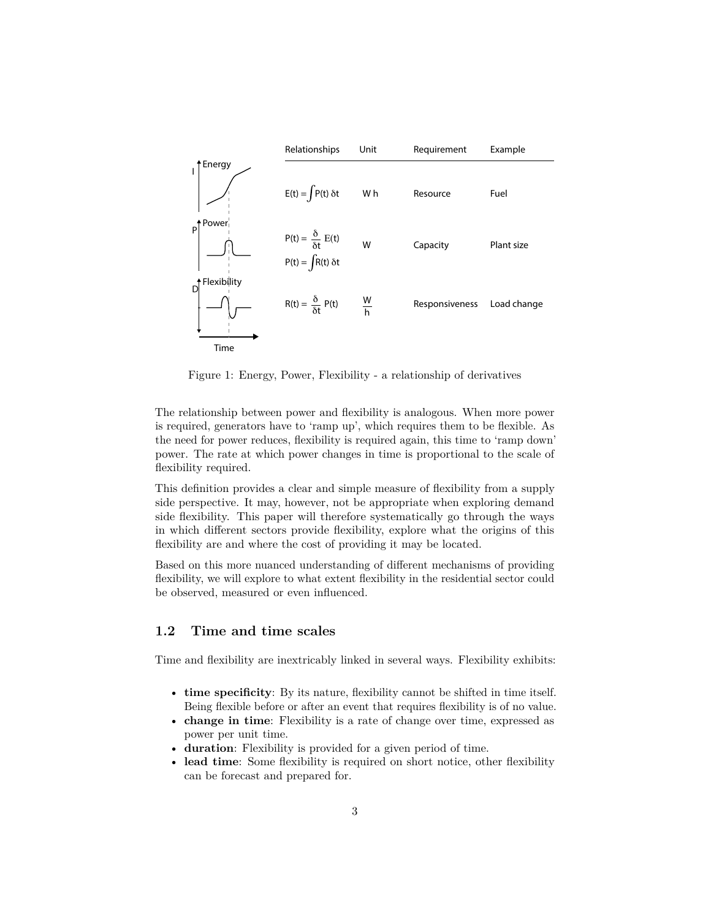| Relationships | Unit | Requirement | Example |
| --- | --- | --- | --- |
| $E(t) = \int P(t)\, \delta t$ | W h | Resource | Fuel |
| $P(t) = \frac{\delta}{\delta t} E(t)$ <br> $P(t) = \int R(t)\, \delta t$ | W | Capacity | Plant size |
| $R(t) = \frac{\delta}{\delta t} P(t)$ | $\frac{W}{h}$ | Responsiveness | Load change |

Figure 1: Energy, Power, Flexibility - a relationship of derivatives

The relationship between power and flexibility is analogous. When more power is required, generators have to 'ramp up', which requires them to be flexible. As the need for power reduces, flexibility is required again, this time to 'ramp down' power. The rate at which power changes in time is proportional to the scale of flexibility required.

This definition provides a clear and simple measure of flexibility from a supply side perspective. It may, however, not be appropriate when exploring demand side flexibility. This paper will therefore systematically go through the ways in which different sectors provide flexibility, explore what the origins of this flexibility are and where the cost of providing it may be located.

Based on this more nuanced understanding of different mechanisms of providing flexibility, we will explore to what extent flexibility in the residential sector could be observed, measured or even influenced.

## 1.2 Time and time scales

Time and flexibility are inextricably linked in several ways. Flexibility exhibits:

- **time specificity**: By its nature, flexibility cannot be shifted in time itself. Being flexible before or after an event that requires flexibility is of no value.
- **change in time**: Flexibility is a rate of change over time, expressed as power per unit time.
- **duration**: Flexibility is provided for a given period of time.
- **lead time**: Some flexibility is required on short notice, other flexibility can be forecast and prepared for.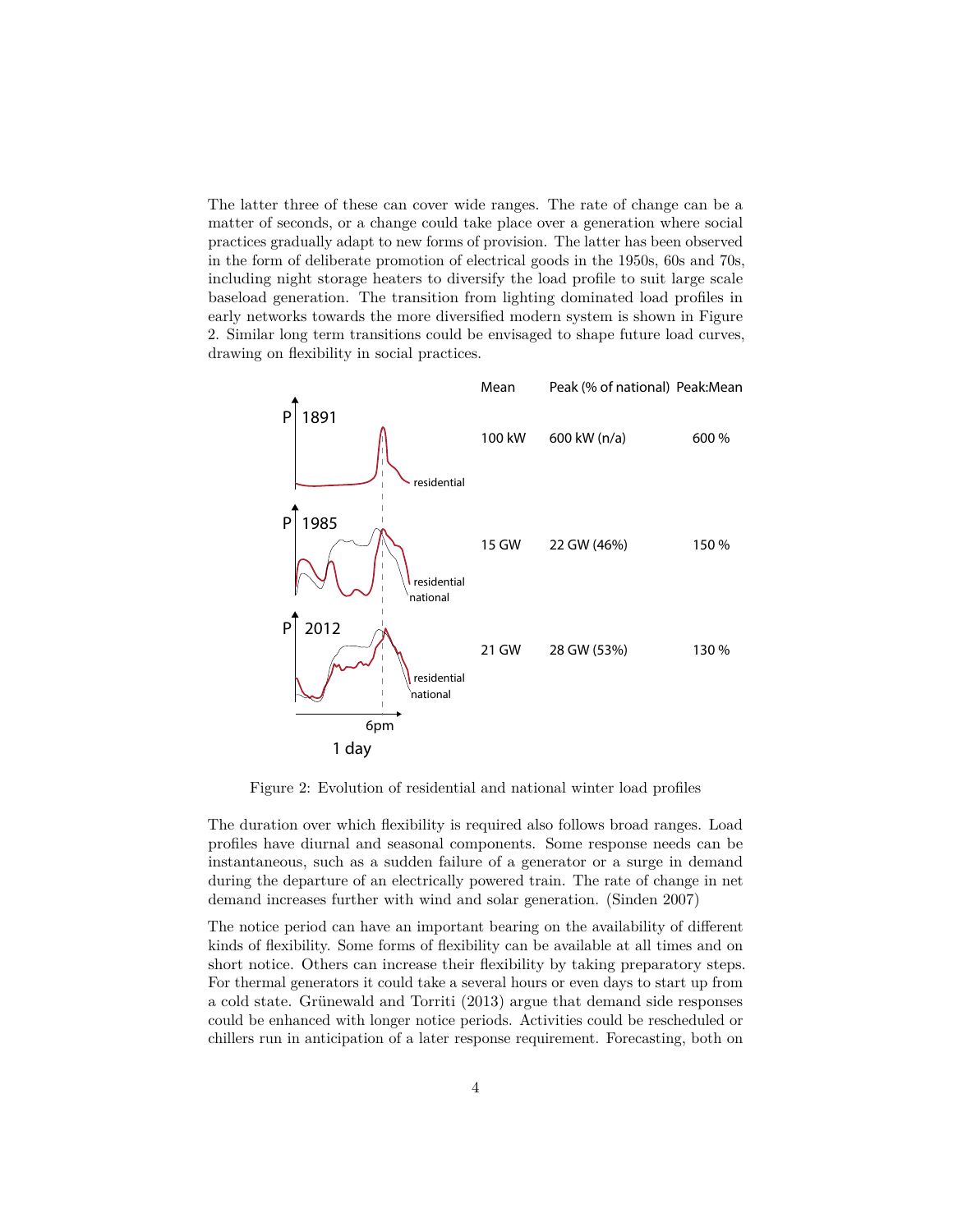The latter three of these can cover wide ranges. The rate of change can be a matter of seconds, or a change could take place over a generation where social practices gradually adapt to new forms of provision. The latter has been observed in the form of deliberate promotion of electrical goods in the 1950s, 60s and 70s, including night storage heaters to diversify the load profile to suit large scale baseload generation. The transition from lighting dominated load profiles in early networks towards the more diversified modern system is shown in Figure 2. Similar long term transitions could be envisaged to shape future load curves, drawing on flexibility in social practices.

| | Mean | Peak (% of national) | Peak:Mean |
|---|---|---|---|
| 1891 | 100 kW | 600 kW (n/a) | 600 % |
| 1985 | 15 GW | 22 GW (46%) | 150 % |
| 2012 | 21 GW | 28 GW (53%) | 130 % |

Figure 2: Evolution of residential and national winter load profiles

The duration over which flexibility is required also follows broad ranges. Load profiles have diurnal and seasonal components. Some response needs can be instantaneous, such as a sudden failure of a generator or a surge in demand during the departure of an electrically powered train. The rate of change in net demand increases further with wind and solar generation. (Sinden 2007)

The notice period can have an important bearing on the availability of different kinds of flexibility. Some forms of flexibility can be available at all times and on short notice. Others can increase their flexibility by taking preparatory steps. For thermal generators it could take a several hours or even days to start up from a cold state. Grünewald and Torriti (2013) argue that demand side responses could be enhanced with longer notice periods. Activities could be rescheduled or chillers run in anticipation of a later response requirement. Forecasting, both on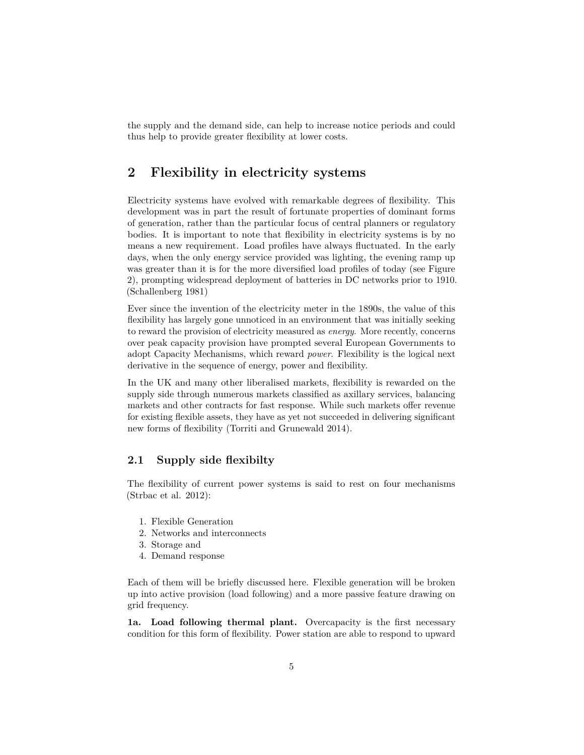the supply and the demand side, can help to increase notice periods and could thus help to provide greater flexibility at lower costs.

# 2 Flexibility in electricity systems

Electricity systems have evolved with remarkable degrees of flexibility. This development was in part the result of fortunate properties of dominant forms of generation, rather than the particular focus of central planners or regulatory bodies. It is important to note that flexibility in electricity systems is by no means a new requirement. Load profiles have always fluctuated. In the early days, when the only energy service provided was lighting, the evening ramp up was greater than it is for the more diversified load profiles of today (see Figure 2), prompting widespread deployment of batteries in DC networks prior to 1910. (Schallenberg 1981)

Ever since the invention of the electricity meter in the 1890s, the value of this flexibility has largely gone unnoticed in an environment that was initially seeking to reward the provision of electricity measured as *energy*. More recently, concerns over peak capacity provision have prompted several European Governments to adopt Capacity Mechanisms, which reward *power*. Flexibility is the logical next derivative in the sequence of energy, power and flexibility.

In the UK and many other liberalised markets, flexibility is rewarded on the supply side through numerous markets classified as axillary services, balancing markets and other contracts for fast response. While such markets offer revenue for existing flexible assets, they have as yet not succeeded in delivering significant new forms of flexibility (Torriti and Grunewald 2014).

## 2.1 Supply side flexibilty

The flexibility of current power systems is said to rest on four mechanisms (Strbac et al. 2012):

1. Flexible Generation
2. Networks and interconnects
3. Storage and
4. Demand response

Each of them will be briefly discussed here. Flexible generation will be broken up into active provision (load following) and a more passive feature drawing on grid frequency.

**1a. Load following thermal plant.** Overcapacity is the first necessary condition for this form of flexibility. Power station are able to respond to upward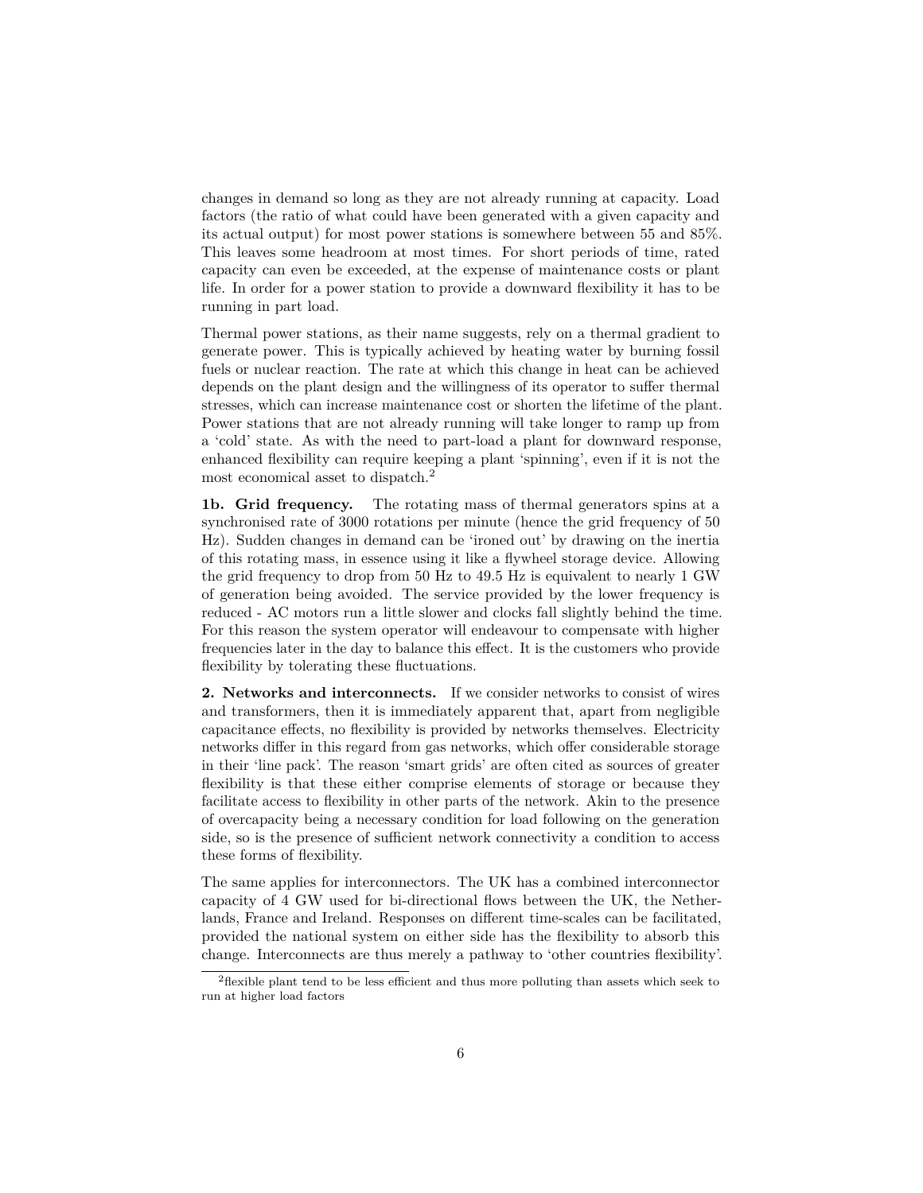changes in demand so long as they are not already running at capacity. Load factors (the ratio of what could have been generated with a given capacity and its actual output) for most power stations is somewhere between 55 and 85%. This leaves some headroom at most times. For short periods of time, rated capacity can even be exceeded, at the expense of maintenance costs or plant life. In order for a power station to provide a downward flexibility it has to be running in part load.

Thermal power stations, as their name suggests, rely on a thermal gradient to generate power. This is typically achieved by heating water by burning fossil fuels or nuclear reaction. The rate at which this change in heat can be achieved depends on the plant design and the willingness of its operator to suffer thermal stresses, which can increase maintenance cost or shorten the lifetime of the plant. Power stations that are not already running will take longer to ramp up from a 'cold' state. As with the need to part-load a plant for downward response, enhanced flexibility can require keeping a plant 'spinning', even if it is not the most economical asset to dispatch.[2]

**1b. Grid frequency.** The rotating mass of thermal generators spins at a synchronised rate of 3000 rotations per minute (hence the grid frequency of 50 Hz). Sudden changes in demand can be 'ironed out' by drawing on the inertia of this rotating mass, in essence using it like a flywheel storage device. Allowing the grid frequency to drop from 50 Hz to 49.5 Hz is equivalent to nearly 1 GW of generation being avoided. The service provided by the lower frequency is reduced - AC motors run a little slower and clocks fall slightly behind the time. For this reason the system operator will endeavour to compensate with higher frequencies later in the day to balance this effect. It is the customers who provide flexibility by tolerating these fluctuations.

**2. Networks and interconnects.** If we consider networks to consist of wires and transformers, then it is immediately apparent that, apart from negligible capacitance effects, no flexibility is provided by networks themselves. Electricity networks differ in this regard from gas networks, which offer considerable storage in their 'line pack'. The reason 'smart grids' are often cited as sources of greater flexibility is that these either comprise elements of storage or because they facilitate access to flexibility in other parts of the network. Akin to the presence of overcapacity being a necessary condition for load following on the generation side, so is the presence of sufficient network connectivity a condition to access these forms of flexibility.

The same applies for interconnectors. The UK has a combined interconnector capacity of 4 GW used for bi-directional flows between the UK, the Netherlands, France and Ireland. Responses on different time-scales can be facilitated, provided the national system on either side has the flexibility to absorb this change. Interconnects are thus merely a pathway to 'other countries flexibility'.

[2] flexible plant tend to be less efficient and thus more polluting than assets which seek to run at higher load factors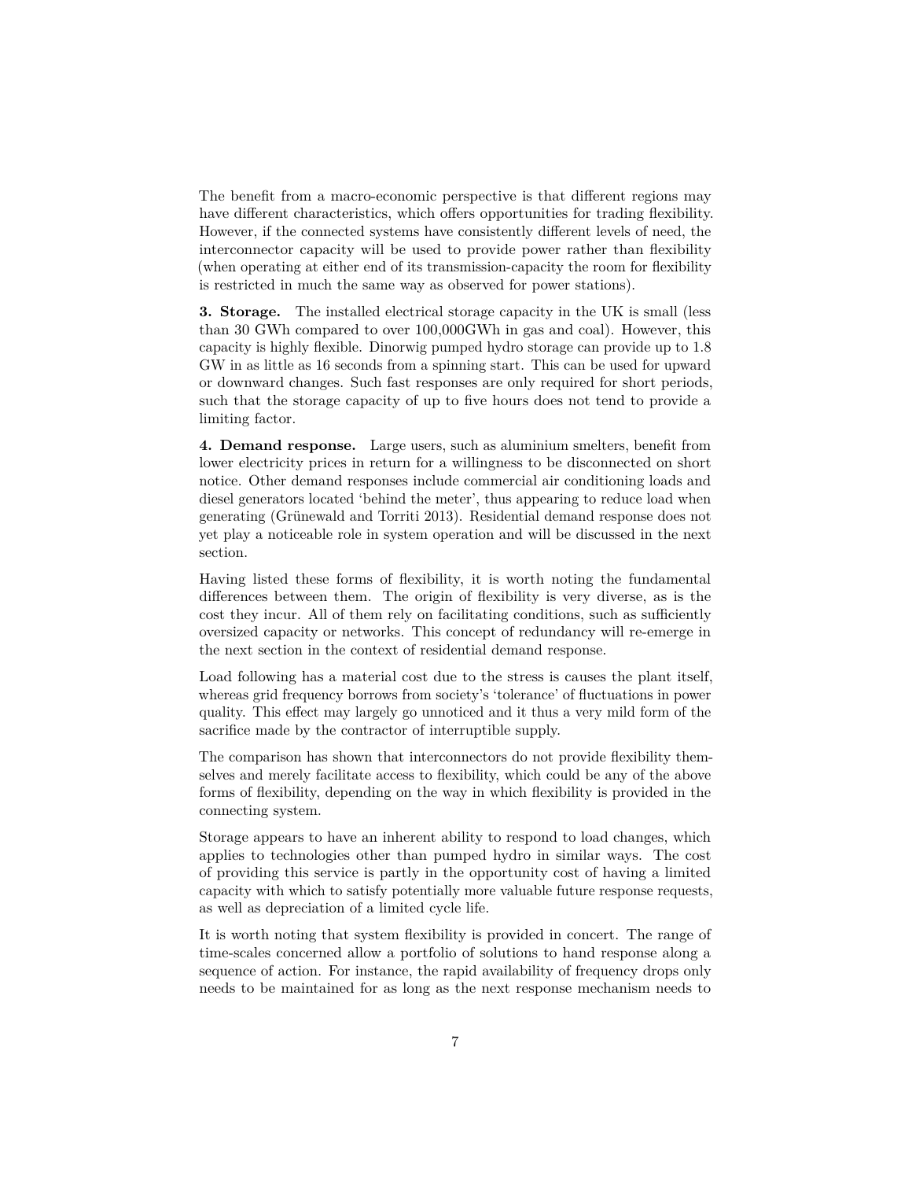The benefit from a macro-economic perspective is that different regions may have different characteristics, which offers opportunities for trading flexibility. However, if the connected systems have consistently different levels of need, the interconnector capacity will be used to provide power rather than flexibility (when operating at either end of its transmission-capacity the room for flexibility is restricted in much the same way as observed for power stations).

**3. Storage.** The installed electrical storage capacity in the UK is small (less than 30 GWh compared to over 100,000GWh in gas and coal). However, this capacity is highly flexible. Dinorwig pumped hydro storage can provide up to 1.8 GW in as little as 16 seconds from a spinning start. This can be used for upward or downward changes. Such fast responses are only required for short periods, such that the storage capacity of up to five hours does not tend to provide a limiting factor.

**4. Demand response.** Large users, such as aluminium smelters, benefit from lower electricity prices in return for a willingness to be disconnected on short notice. Other demand responses include commercial air conditioning loads and diesel generators located 'behind the meter', thus appearing to reduce load when generating (Grünewald and Torriti 2013). Residential demand response does not yet play a noticeable role in system operation and will be discussed in the next section.

Having listed these forms of flexibility, it is worth noting the fundamental differences between them. The origin of flexibility is very diverse, as is the cost they incur. All of them rely on facilitating conditions, such as sufficiently oversized capacity or networks. This concept of redundancy will re-emerge in the next section in the context of residential demand response.

Load following has a material cost due to the stress is causes the plant itself, whereas grid frequency borrows from society's 'tolerance' of fluctuations in power quality. This effect may largely go unnoticed and it thus a very mild form of the sacrifice made by the contractor of interruptible supply.

The comparison has shown that interconnectors do not provide flexibility themselves and merely facilitate access to flexibility, which could be any of the above forms of flexibility, depending on the way in which flexibility is provided in the connecting system.

Storage appears to have an inherent ability to respond to load changes, which applies to technologies other than pumped hydro in similar ways. The cost of providing this service is partly in the opportunity cost of having a limited capacity with which to satisfy potentially more valuable future response requests, as well as depreciation of a limited cycle life.

It is worth noting that system flexibility is provided in concert. The range of time-scales concerned allow a portfolio of solutions to hand response along a sequence of action. For instance, the rapid availability of frequency drops only needs to be maintained for as long as the next response mechanism needs to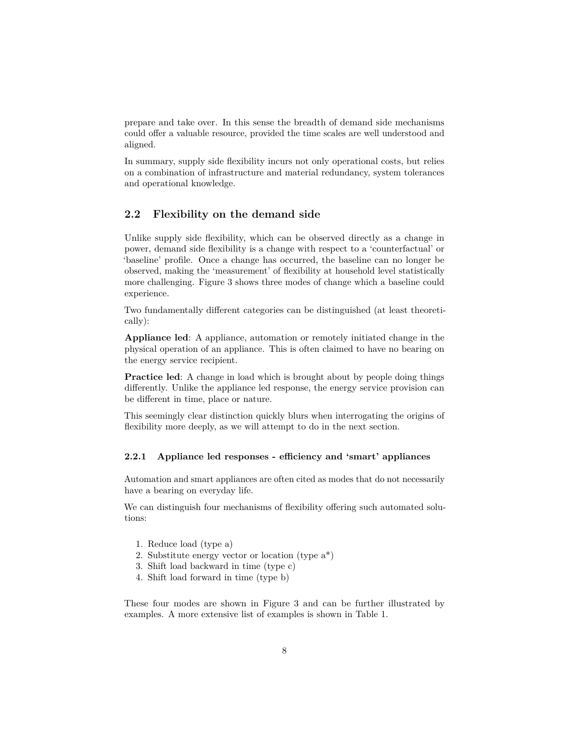prepare and take over. In this sense the breadth of demand side mechanisms could offer a valuable resource, provided the time scales are well understood and aligned.

In summary, supply side flexibility incurs not only operational costs, but relies on a combination of infrastructure and material redundancy, system tolerances and operational knowledge.

## 2.2 Flexibility on the demand side

Unlike supply side flexibility, which can be observed directly as a change in power, demand side flexibility is a change with respect to a 'counterfactual' or 'baseline' profile. Once a change has occurred, the baseline can no longer be observed, making the 'measurement' of flexibility at household level statistically more challenging. Figure 3 shows three modes of change which a baseline could experience.

Two fundamentally different categories can be distinguished (at least theoretically):

**Appliance led**: A appliance, automation or remotely initiated change in the physical operation of an appliance. This is often claimed to have no bearing on the energy service recipient.

**Practice led**: A change in load which is brought about by people doing things differently. Unlike the appliance led response, the energy service provision can be different in time, place or nature.

This seemingly clear distinction quickly blurs when interrogating the origins of flexibility more deeply, as we will attempt to do in the next section.

### 2.2.1 Appliance led responses - efficiency and 'smart' appliances

Automation and smart appliances are often cited as modes that do not necessarily have a bearing on everyday life.

We can distinguish four mechanisms of flexibility offering such automated solutions:

1. Reduce load (type a)
2. Substitute energy vector or location (type a*)
3. Shift load backward in time (type c)
4. Shift load forward in time (type b)

These four modes are shown in Figure 3 and can be further illustrated by examples. A more extensive list of examples is shown in Table 1.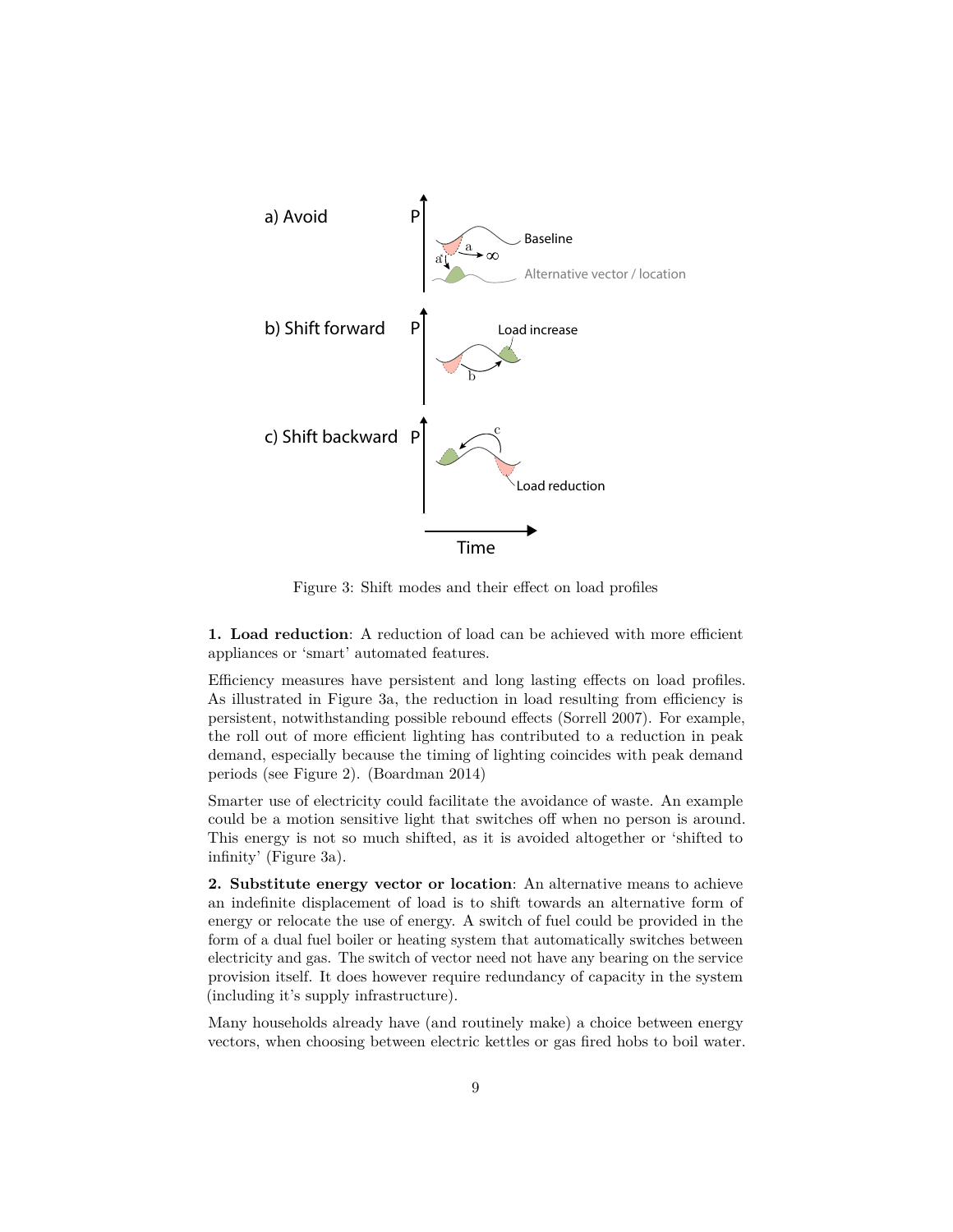Figure 3: Shift modes and their effect on load profiles

**1. Load reduction**: A reduction of load can be achieved with more efficient appliances or 'smart' automated features.

Efficiency measures have persistent and long lasting effects on load profiles. As illustrated in Figure 3a, the reduction in load resulting from efficiency is persistent, notwithstanding possible rebound effects (Sorrell 2007). For example, the roll out of more efficient lighting has contributed to a reduction in peak demand, especially because the timing of lighting coincides with peak demand periods (see Figure 2). (Boardman 2014)

Smarter use of electricity could facilitate the avoidance of waste. An example could be a motion sensitive light that switches off when no person is around. This energy is not so much shifted, as it is avoided altogether or 'shifted to infinity' (Figure 3a).

**2. Substitute energy vector or location**: An alternative means to achieve an indefinite displacement of load is to shift towards an alternative form of energy or relocate the use of energy. A switch of fuel could be provided in the form of a dual fuel boiler or heating system that automatically switches between electricity and gas. The switch of vector need not have any bearing on the service provision itself. It does however require redundancy of capacity in the system (including it's supply infrastructure).

Many households already have (and routinely make) a choice between energy vectors, when choosing between electric kettles or gas fired hobs to boil water.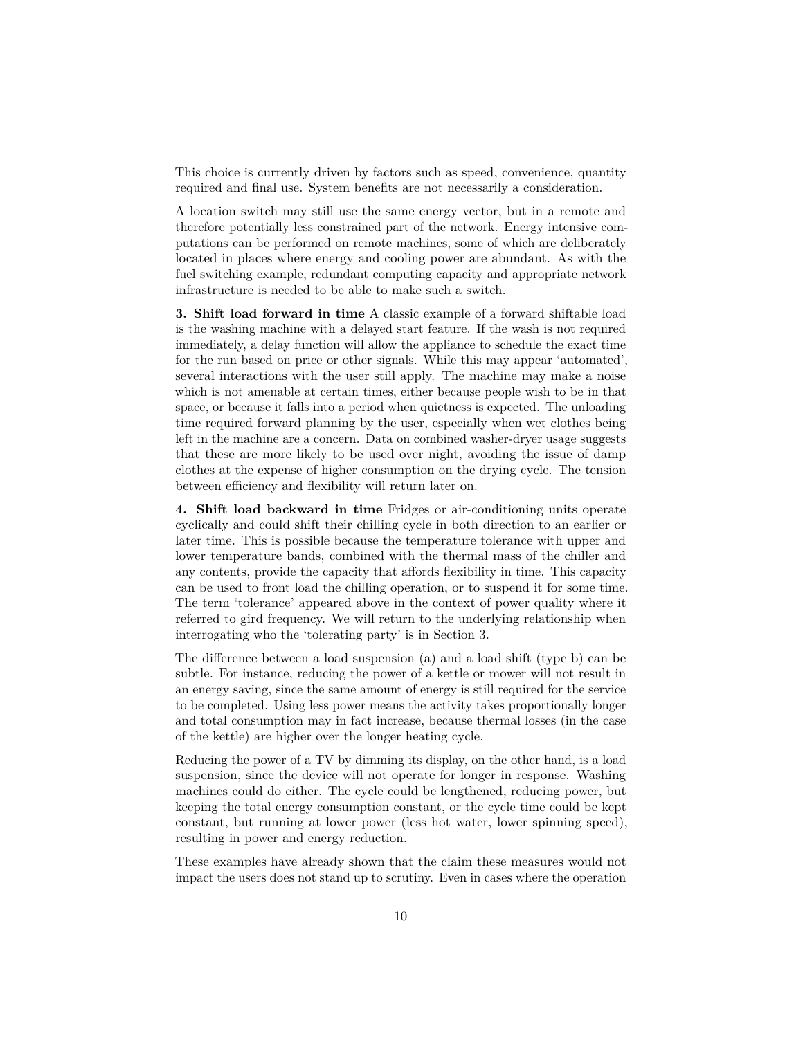This choice is currently driven by factors such as speed, convenience, quantity required and final use. System benefits are not necessarily a consideration.

A location switch may still use the same energy vector, but in a remote and therefore potentially less constrained part of the network. Energy intensive computations can be performed on remote machines, some of which are deliberately located in places where energy and cooling power are abundant. As with the fuel switching example, redundant computing capacity and appropriate network infrastructure is needed to be able to make such a switch.

**3. Shift load forward in time** A classic example of a forward shiftable load is the washing machine with a delayed start feature. If the wash is not required immediately, a delay function will allow the appliance to schedule the exact time for the run based on price or other signals. While this may appear 'automated', several interactions with the user still apply. The machine may make a noise which is not amenable at certain times, either because people wish to be in that space, or because it falls into a period when quietness is expected. The unloading time required forward planning by the user, especially when wet clothes being left in the machine are a concern. Data on combined washer-dryer usage suggests that these are more likely to be used over night, avoiding the issue of damp clothes at the expense of higher consumption on the drying cycle. The tension between efficiency and flexibility will return later on.

**4. Shift load backward in time** Fridges or air-conditioning units operate cyclically and could shift their chilling cycle in both direction to an earlier or later time. This is possible because the temperature tolerance with upper and lower temperature bands, combined with the thermal mass of the chiller and any contents, provide the capacity that affords flexibility in time. This capacity can be used to front load the chilling operation, or to suspend it for some time. The term 'tolerance' appeared above in the context of power quality where it referred to gird frequency. We will return to the underlying relationship when interrogating who the 'tolerating party' is in Section 3.

The difference between a load suspension (a) and a load shift (type b) can be subtle. For instance, reducing the power of a kettle or mower will not result in an energy saving, since the same amount of energy is still required for the service to be completed. Using less power means the activity takes proportionally longer and total consumption may in fact increase, because thermal losses (in the case of the kettle) are higher over the longer heating cycle.

Reducing the power of a TV by dimming its display, on the other hand, is a load suspension, since the device will not operate for longer in response. Washing machines could do either. The cycle could be lengthened, reducing power, but keeping the total energy consumption constant, or the cycle time could be kept constant, but running at lower power (less hot water, lower spinning speed), resulting in power and energy reduction.

These examples have already shown that the claim these measures would not impact the users does not stand up to scrutiny. Even in cases where the operation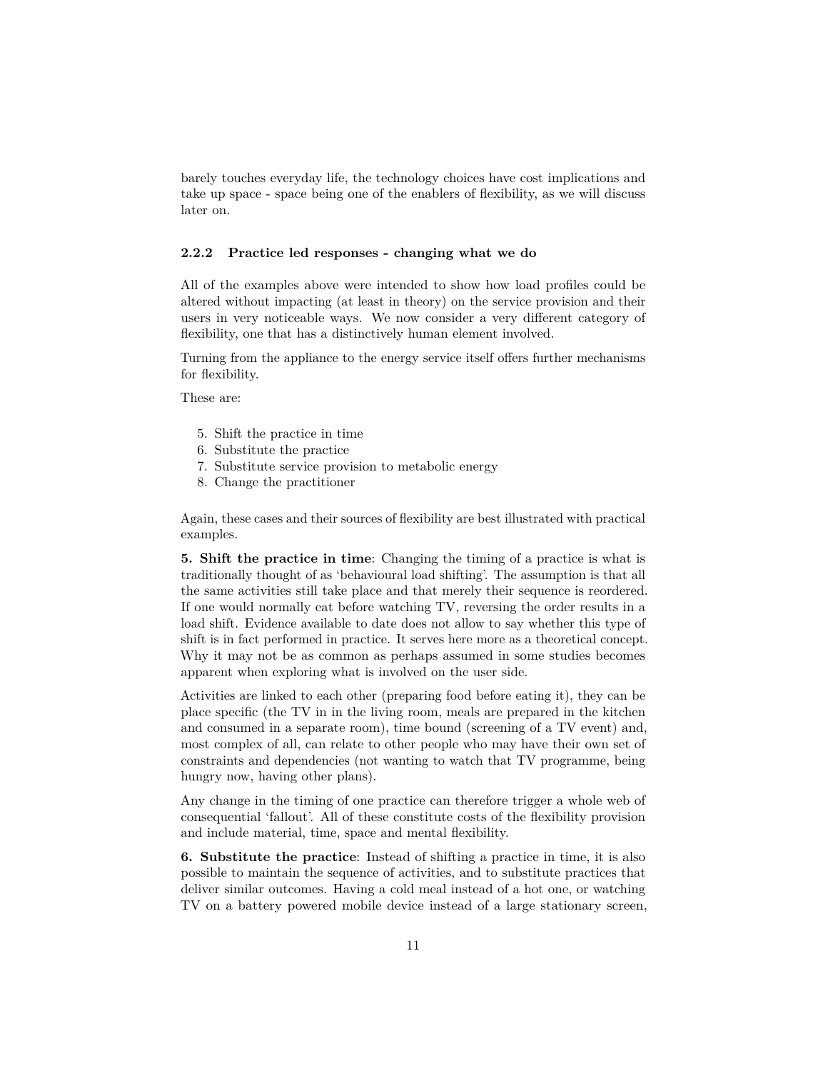barely touches everyday life, the technology choices have cost implications and take up space - space being one of the enablers of flexibility, as we will discuss later on.

### 2.2.2 Practice led responses - changing what we do

All of the examples above were intended to show how load profiles could be altered without impacting (at least in theory) on the service provision and their users in very noticeable ways. We now consider a very different category of flexibility, one that has a distinctively human element involved.

Turning from the appliance to the energy service itself offers further mechanisms for flexibility.

These are:

5. Shift the practice in time
6. Substitute the practice
7. Substitute service provision to metabolic energy
8. Change the practitioner

Again, these cases and their sources of flexibility are best illustrated with practical examples.

**5. Shift the practice in time**: Changing the timing of a practice is what is traditionally thought of as 'behavioural load shifting'. The assumption is that all the same activities still take place and that merely their sequence is reordered. If one would normally eat before watching TV, reversing the order results in a load shift. Evidence available to date does not allow to say whether this type of shift is in fact performed in practice. It serves here more as a theoretical concept. Why it may not be as common as perhaps assumed in some studies becomes apparent when exploring what is involved on the user side.

Activities are linked to each other (preparing food before eating it), they can be place specific (the TV in in the living room, meals are prepared in the kitchen and consumed in a separate room), time bound (screening of a TV event) and, most complex of all, can relate to other people who may have their own set of constraints and dependencies (not wanting to watch that TV programme, being hungry now, having other plans).

Any change in the timing of one practice can therefore trigger a whole web of consequential 'fallout'. All of these constitute costs of the flexibility provision and include material, time, space and mental flexibility.

**6. Substitute the practice**: Instead of shifting a practice in time, it is also possible to maintain the sequence of activities, and to substitute practices that deliver similar outcomes. Having a cold meal instead of a hot one, or watching TV on a battery powered mobile device instead of a large stationary screen,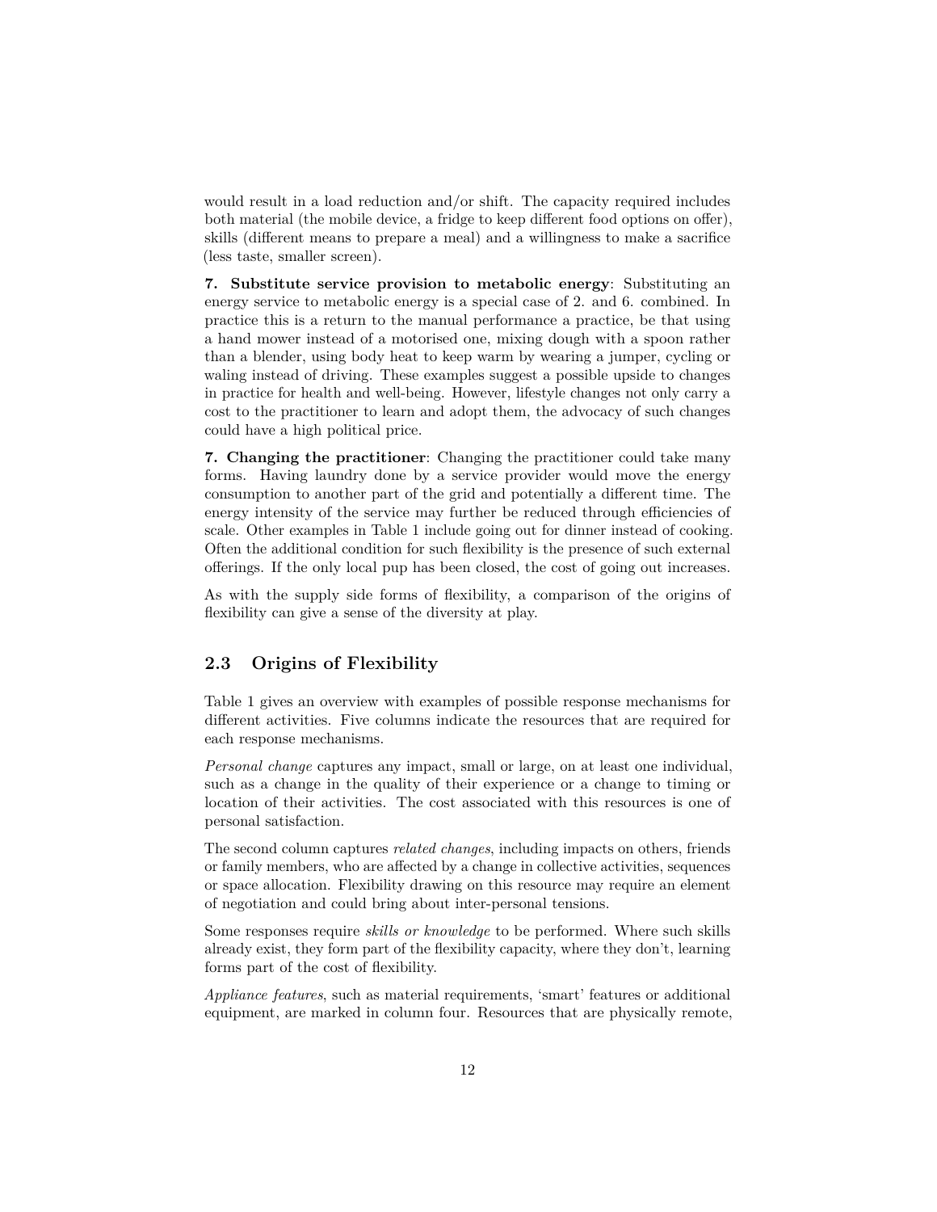would result in a load reduction and/or shift. The capacity required includes both material (the mobile device, a fridge to keep different food options on offer), skills (different means to prepare a meal) and a willingness to make a sacrifice (less taste, smaller screen).

**7. Substitute service provision to metabolic energy**: Substituting an energy service to metabolic energy is a special case of 2. and 6. combined. In practice this is a return to the manual performance a practice, be that using a hand mower instead of a motorised one, mixing dough with a spoon rather than a blender, using body heat to keep warm by wearing a jumper, cycling or waling instead of driving. These examples suggest a possible upside to changes in practice for health and well-being. However, lifestyle changes not only carry a cost to the practitioner to learn and adopt them, the advocacy of such changes could have a high political price.

**7. Changing the practitioner**: Changing the practitioner could take many forms. Having laundry done by a service provider would move the energy consumption to another part of the grid and potentially a different time. The energy intensity of the service may further be reduced through efficiencies of scale. Other examples in Table 1 include going out for dinner instead of cooking. Often the additional condition for such flexibility is the presence of such external offerings. If the only local pup has been closed, the cost of going out increases.

As with the supply side forms of flexibility, a comparison of the origins of flexibility can give a sense of the diversity at play.

## 2.3 Origins of Flexibility

Table 1 gives an overview with examples of possible response mechanisms for different activities. Five columns indicate the resources that are required for each response mechanisms.

*Personal change* captures any impact, small or large, on at least one individual, such as a change in the quality of their experience or a change to timing or location of their activities. The cost associated with this resources is one of personal satisfaction.

The second column captures *related changes*, including impacts on others, friends or family members, who are affected by a change in collective activities, sequences or space allocation. Flexibility drawing on this resource may require an element of negotiation and could bring about inter-personal tensions.

Some responses require *skills or knowledge* to be performed. Where such skills already exist, they form part of the flexibility capacity, where they don't, learning forms part of the cost of flexibility.

*Appliance features*, such as material requirements, 'smart' features or additional equipment, are marked in column four. Resources that are physically remote,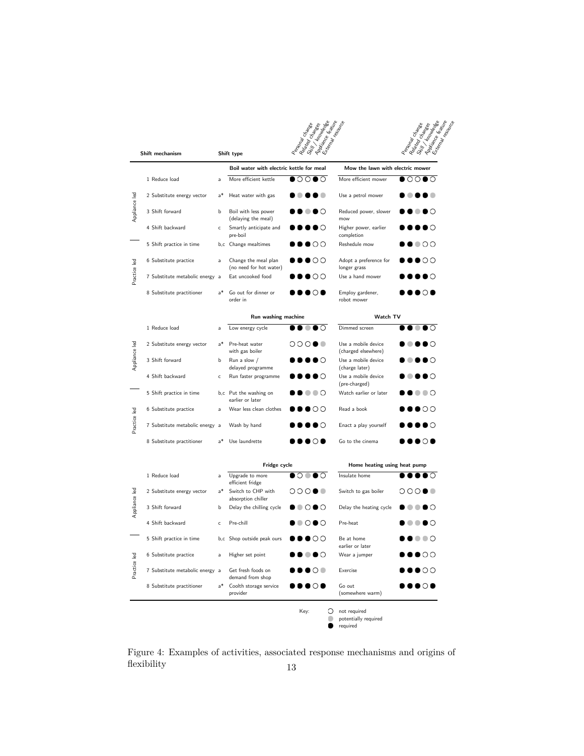| | Shift mechanism | Shift type | Boil water with electric kettle for meal | Personal change / Related changes / Skill / knowledge / Appliance feature / External resource | Mow the lawn with electric mower | Personal change / Related changes / Skill / knowledge / Appliance feature / External resource |
|---|---|---|---|---|---|---|
| Appliance led | 1 Reduce load | a | More efficient kettle | ● ○ ○ ● ○ | More efficient mower | ● ○ ○ ● ○ |
| Appliance led | 2 Substitute energy vector | a* | Heat water with gas | ● ◐ ● ● ◐ | Use a petrol mower | ● ◐ ● ● ◐ |
| Appliance led | 3 Shift forward | b | Boil with less power (delaying the meal) | ● ● ◐ ● ○ | Reduced power, slower mow | ● ● ◐ ● ○ |
| Appliance led | 4 Shift backward | c | Smartly anticipate and pre-boil | ● ● ● ● ○ | Higher power, earlier completion | ● ● ● ● ○ |
| Practice led | 5 Shift practice in time | b,c | Change mealtimes | ● ● ● ○ ○ | Reshedule mow | ● ● ◐ ○ ○ |
| Practice led | 6 Substitute practice | a | Change the meal plan (no need for hot water) | ● ● ● ○ ○ | Adopt a preference for longer grass | ● ● ● ○ ○ |
| Practice led | 7 Substitute metabolic energy | a | Eat uncooked food | ● ● ● ○ ○ | Use a hand mower | ● ● ● ● ○ |
| Practice led | 8 Substitute practitioner | a* | Go out for dinner or order in | ● ● ● ○ ● | Employ gardener, robot mower | ● ● ● ○ ● |

| | Shift mechanism | Shift type | Run washing machine | Personal change / Related changes / Skill / knowledge / Appliance feature / External resource | Watch TV | Personal change / Related changes / Skill / knowledge / Appliance feature / External resource |
|---|---|---|---|---|---|---|
| Appliance led | 1 Reduce load | a | Low energy cycle | ● ● ◐ ● ○ | Dimmed screen | ● ● ◐ ● ○ |
| Appliance led | 2 Substitute energy vector | a* | Pre-heat water with gas boiler | ○ ○ ○ ● ◐ | Use a mobile device (charged elsewhere) | ● ◐ ● ● ○ |
| Appliance led | 3 Shift forward | b | Run a slow / delayed programme | ● ● ● ● ○ | Use a mobile device (charge later) | ● ◐ ● ● ○ |
| Appliance led | 4 Shift backward | c | Run faster programme | ● ● ● ● ○ | Use a mobile device (pre-charged) | ● ◐ ● ● ○ |
| Practice led | 5 Shift practice in time | b,c | Put the washing on earlier or later | ● ● ◐ ◐ ○ | Watch earlier or later | ● ● ◐ ◐ ○ |
| Practice led | 6 Substitute practice | a | Wear less clean clothes | ● ● ● ○ ○ | Read a book | ● ● ● ○ ○ |
| Practice led | 7 Substitute metabolic energy | a | Wash by hand | ● ● ● ● ○ | Enact a play yourself | ● ● ● ● ○ |
| Practice led | 8 Substitute practitioner | a* | Use laundrette | ● ● ● ○ ● | Go to the cinema | ● ● ● ○ ● |

| | Shift mechanism | Shift type | Fridge cycle | Personal change / Related changes / Skill / knowledge / Appliance feature / External resource | Home heating using heat pump | Personal change / Related changes / Skill / knowledge / Appliance feature / External resource |
|---|---|---|---|---|---|---|
| Appliance led | 1 Reduce load | a | Upgrade to more efficient fridge | ● ○ ◐ ● ○ | Insulate home | ● ● ● ● ○ |
| Appliance led | 2 Substitute energy vector | a* | Switch to CHP with absorption chiller | ○ ○ ○ ● ◐ | Switch to gas boiler | ○ ○ ○ ● ◐ |
| Appliance led | 3 Shift forward | b | Delay the chilling cycle | ● ◐ ○ ● ○ | Delay the heating cycle | ● ◐ ◐ ● ○ |
| Appliance led | 4 Shift backward | c | Pre-chill | ● ◐ ○ ● ○ | Pre-heat | ● ◐ ◐ ● ○ |
| Practice led | 5 Shift practice in time | b,c | Shop outside peak ours | ● ● ● ○ ○ | Be at home earlier or later | ● ● ◐ ◐ ○ |
| Practice led | 6 Substitute practice | a | Higher set point | ● ● ◐ ● ○ | Wear a jumper | ● ● ● ○ ○ |
| Practice led | 7 Substitute metabolic energy | a | Get fresh foods on demand from shop | ● ● ● ○ ◐ | Exercise | ● ● ● ○ ○ |
| Practice led | 8 Substitute practitioner | a* | Coolth storage service provider | ● ● ● ○ ● | Go out (somewhere warm) | ● ● ● ○ ● |

Key: ○ not required; ◐ potentially required; ● required

Figure 4: Examples of activities, associated response mechanisms and origins of flexibility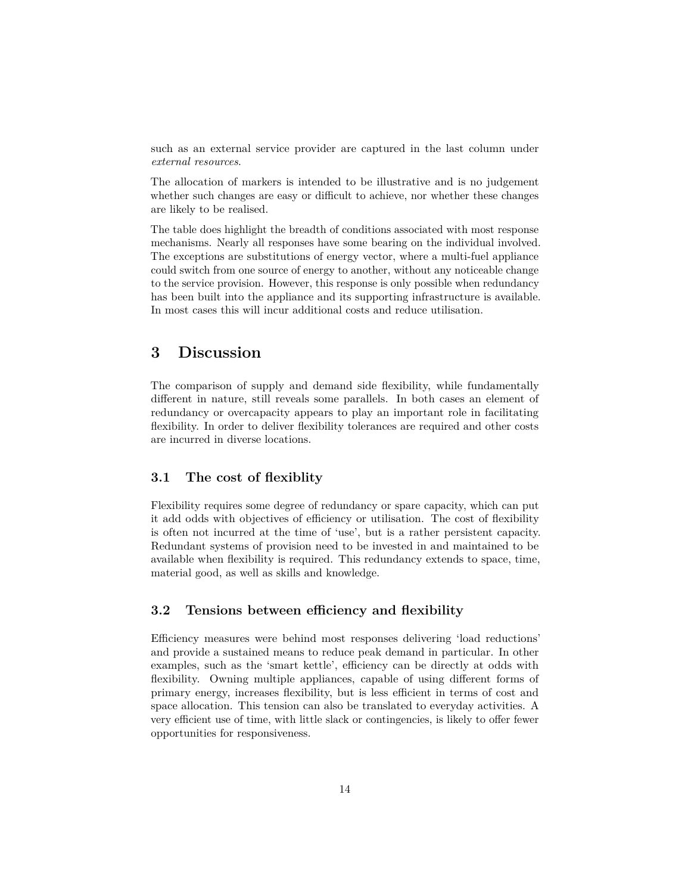such as an external service provider are captured in the last column under *external resources*.

The allocation of markers is intended to be illustrative and is no judgement whether such changes are easy or difficult to achieve, nor whether these changes are likely to be realised.

The table does highlight the breadth of conditions associated with most response mechanisms. Nearly all responses have some bearing on the individual involved. The exceptions are substitutions of energy vector, where a multi-fuel appliance could switch from one source of energy to another, without any noticeable change to the service provision. However, this response is only possible when redundancy has been built into the appliance and its supporting infrastructure is available. In most cases this will incur additional costs and reduce utilisation.

# 3 Discussion

The comparison of supply and demand side flexibility, while fundamentally different in nature, still reveals some parallels. In both cases an element of redundancy or overcapacity appears to play an important role in facilitating flexibility. In order to deliver flexibility tolerances are required and other costs are incurred in diverse locations.

## 3.1 The cost of flexiblity

Flexibility requires some degree of redundancy or spare capacity, which can put it add odds with objectives of efficiency or utilisation. The cost of flexibility is often not incurred at the time of 'use', but is a rather persistent capacity. Redundant systems of provision need to be invested in and maintained to be available when flexibility is required. This redundancy extends to space, time, material good, as well as skills and knowledge.

## 3.2 Tensions between efficiency and flexibility

Efficiency measures were behind most responses delivering 'load reductions' and provide a sustained means to reduce peak demand in particular. In other examples, such as the 'smart kettle', efficiency can be directly at odds with flexibility. Owning multiple appliances, capable of using different forms of primary energy, increases flexibility, but is less efficient in terms of cost and space allocation. This tension can also be translated to everyday activities. A very efficient use of time, with little slack or contingencies, is likely to offer fewer opportunities for responsiveness.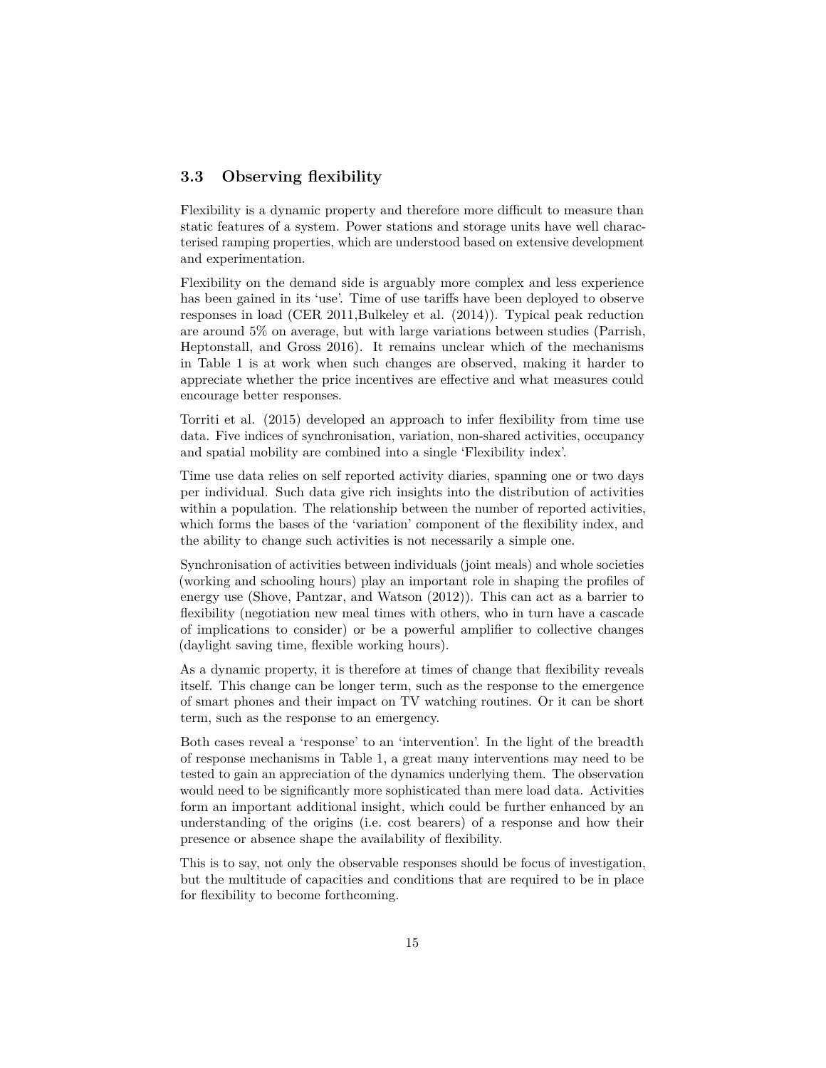### 3.3 Observing flexibility

Flexibility is a dynamic property and therefore more difficult to measure than static features of a system. Power stations and storage units have well characterised ramping properties, which are understood based on extensive development and experimentation.

Flexibility on the demand side is arguably more complex and less experience has been gained in its 'use'. Time of use tariffs have been deployed to observe responses in load (CER 2011,Bulkeley et al. (2014)). Typical peak reduction are around 5% on average, but with large variations between studies (Parrish, Heptonstall, and Gross 2016). It remains unclear which of the mechanisms in Table 1 is at work when such changes are observed, making it harder to appreciate whether the price incentives are effective and what measures could encourage better responses.

Torriti et al. (2015) developed an approach to infer flexibility from time use data. Five indices of synchronisation, variation, non-shared activities, occupancy and spatial mobility are combined into a single 'Flexibility index'.

Time use data relies on self reported activity diaries, spanning one or two days per individual. Such data give rich insights into the distribution of activities within a population. The relationship between the number of reported activities, which forms the bases of the 'variation' component of the flexibility index, and the ability to change such activities is not necessarily a simple one.

Synchronisation of activities between individuals (joint meals) and whole societies (working and schooling hours) play an important role in shaping the profiles of energy use (Shove, Pantzar, and Watson (2012)). This can act as a barrier to flexibility (negotiation new meal times with others, who in turn have a cascade of implications to consider) or be a powerful amplifier to collective changes (daylight saving time, flexible working hours).

As a dynamic property, it is therefore at times of change that flexibility reveals itself. This change can be longer term, such as the response to the emergence of smart phones and their impact on TV watching routines. Or it can be short term, such as the response to an emergency.

Both cases reveal a 'response' to an 'intervention'. In the light of the breadth of response mechanisms in Table 1, a great many interventions may need to be tested to gain an appreciation of the dynamics underlying them. The observation would need to be significantly more sophisticated than mere load data. Activities form an important additional insight, which could be further enhanced by an understanding of the origins (i.e. cost bearers) of a response and how their presence or absence shape the availability of flexibility.

This is to say, not only the observable responses should be focus of investigation, but the multitude of capacities and conditions that are required to be in place for flexibility to become forthcoming.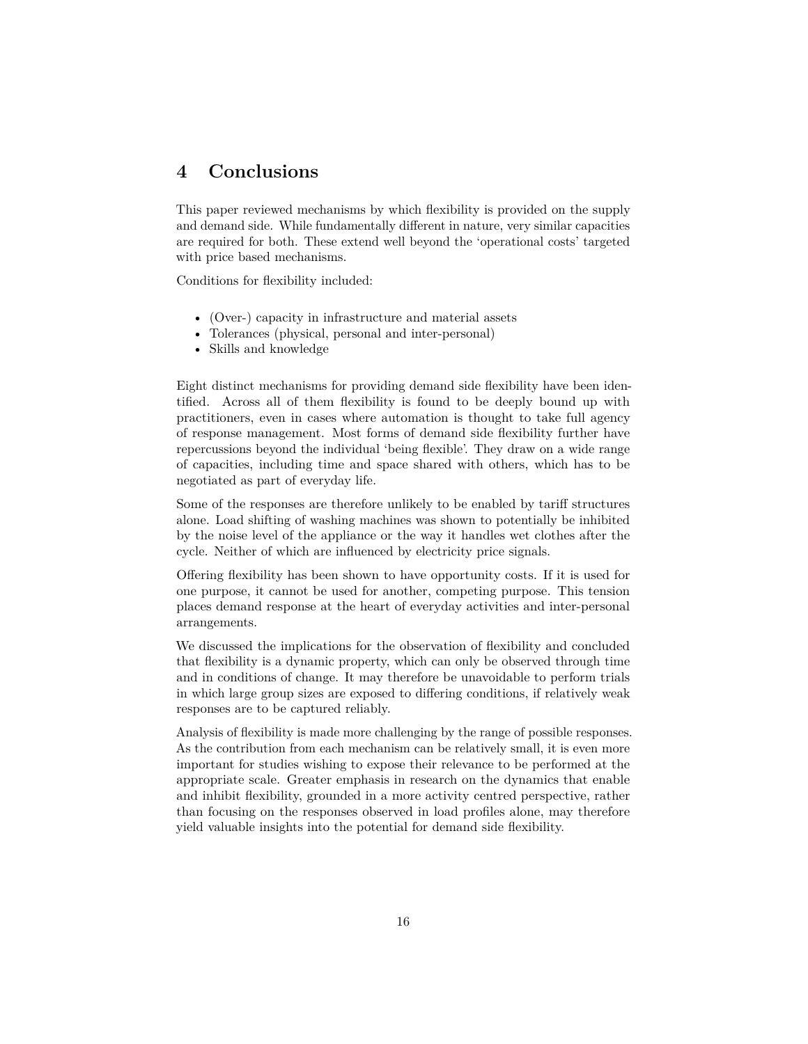## 4 Conclusions

This paper reviewed mechanisms by which flexibility is provided on the supply and demand side. While fundamentally different in nature, very similar capacities are required for both. These extend well beyond the 'operational costs' targeted with price based mechanisms.

Conditions for flexibility included:

- (Over-) capacity in infrastructure and material assets
- Tolerances (physical, personal and inter-personal)
- Skills and knowledge

Eight distinct mechanisms for providing demand side flexibility have been identified. Across all of them flexibility is found to be deeply bound up with practitioners, even in cases where automation is thought to take full agency of response management. Most forms of demand side flexibility further have repercussions beyond the individual 'being flexible'. They draw on a wide range of capacities, including time and space shared with others, which has to be negotiated as part of everyday life.

Some of the responses are therefore unlikely to be enabled by tariff structures alone. Load shifting of washing machines was shown to potentially be inhibited by the noise level of the appliance or the way it handles wet clothes after the cycle. Neither of which are influenced by electricity price signals.

Offering flexibility has been shown to have opportunity costs. If it is used for one purpose, it cannot be used for another, competing purpose. This tension places demand response at the heart of everyday activities and inter-personal arrangements.

We discussed the implications for the observation of flexibility and concluded that flexibility is a dynamic property, which can only be observed through time and in conditions of change. It may therefore be unavoidable to perform trials in which large group sizes are exposed to differing conditions, if relatively weak responses are to be captured reliably.

Analysis of flexibility is made more challenging by the range of possible responses. As the contribution from each mechanism can be relatively small, it is even more important for studies wishing to expose their relevance to be performed at the appropriate scale. Greater emphasis in research on the dynamics that enable and inhibit flexibility, grounded in a more activity centred perspective, rather than focusing on the responses observed in load profiles alone, may therefore yield valuable insights into the potential for demand side flexibility.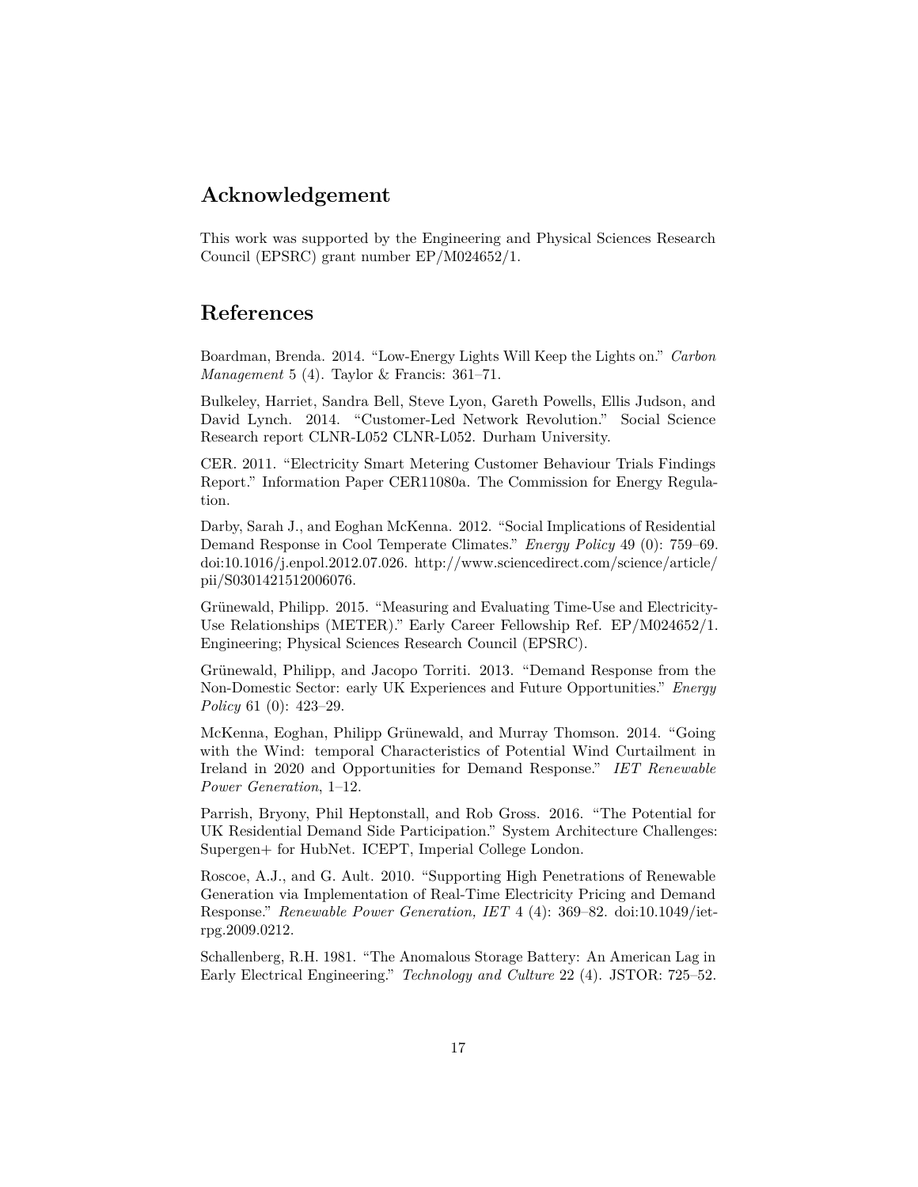## Acknowledgement

This work was supported by the Engineering and Physical Sciences Research Council (EPSRC) grant number EP/M024652/1.

## References

Boardman, Brenda. 2014. "Low-Energy Lights Will Keep the Lights on." *Carbon Management* 5 (4). Taylor & Francis: 361–71.

Bulkeley, Harriet, Sandra Bell, Steve Lyon, Gareth Powells, Ellis Judson, and David Lynch. 2014. "Customer-Led Network Revolution." Social Science Research report CLNR-L052 CLNR-L052. Durham University.

CER. 2011. "Electricity Smart Metering Customer Behaviour Trials Findings Report." Information Paper CER11080a. The Commission for Energy Regulation.

Darby, Sarah J., and Eoghan McKenna. 2012. "Social Implications of Residential Demand Response in Cool Temperate Climates." *Energy Policy* 49 (0): 759–69. doi:10.1016/j.enpol.2012.07.026. http://www.sciencedirect.com/science/article/pii/S0301421512006076.

Grünewald, Philipp. 2015. "Measuring and Evaluating Time-Use and Electricity-Use Relationships (METER)." Early Career Fellowship Ref. EP/M024652/1. Engineering; Physical Sciences Research Council (EPSRC).

Grünewald, Philipp, and Jacopo Torriti. 2013. "Demand Response from the Non-Domestic Sector: early UK Experiences and Future Opportunities." *Energy Policy* 61 (0): 423–29.

McKenna, Eoghan, Philipp Grünewald, and Murray Thomson. 2014. "Going with the Wind: temporal Characteristics of Potential Wind Curtailment in Ireland in 2020 and Opportunities for Demand Response." *IET Renewable Power Generation*, 1–12.

Parrish, Bryony, Phil Heptonstall, and Rob Gross. 2016. "The Potential for UK Residential Demand Side Participation." System Architecture Challenges: Supergen+ for HubNet. ICEPT, Imperial College London.

Roscoe, A.J., and G. Ault. 2010. "Supporting High Penetrations of Renewable Generation via Implementation of Real-Time Electricity Pricing and Demand Response." *Renewable Power Generation, IET* 4 (4): 369–82. doi:10.1049/iet-rpg.2009.0212.

Schallenberg, R.H. 1981. "The Anomalous Storage Battery: An American Lag in Early Electrical Engineering." *Technology and Culture* 22 (4). JSTOR: 725–52.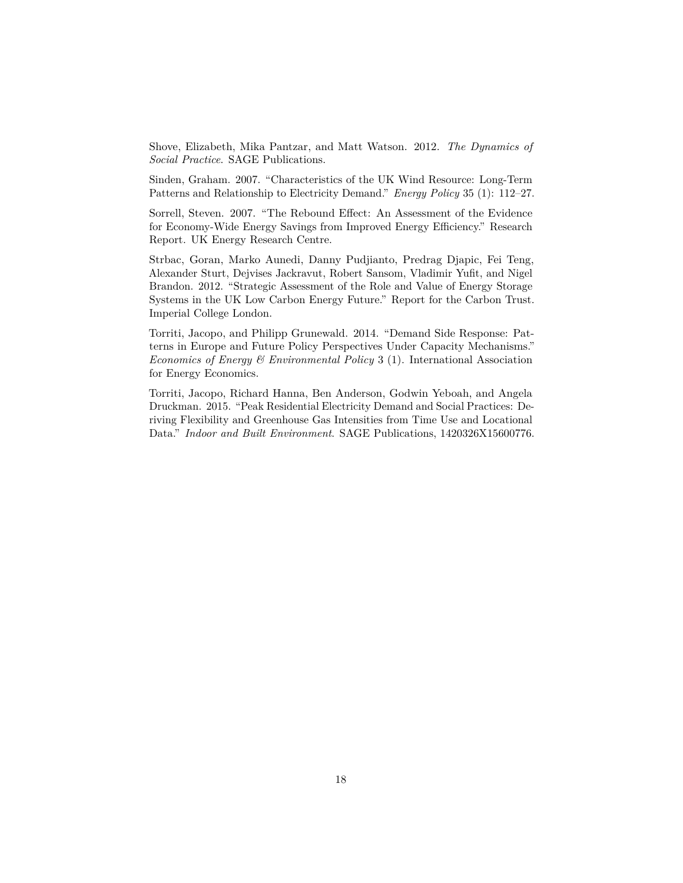Shove, Elizabeth, Mika Pantzar, and Matt Watson. 2012. *The Dynamics of Social Practice*. SAGE Publications.

Sinden, Graham. 2007. "Characteristics of the UK Wind Resource: Long-Term Patterns and Relationship to Electricity Demand." *Energy Policy* 35 (1): 112–27.

Sorrell, Steven. 2007. "The Rebound Effect: An Assessment of the Evidence for Economy-Wide Energy Savings from Improved Energy Efficiency." Research Report. UK Energy Research Centre.

Strbac, Goran, Marko Aunedi, Danny Pudjianto, Predrag Djapic, Fei Teng, Alexander Sturt, Dejvises Jackravut, Robert Sansom, Vladimir Yufit, and Nigel Brandon. 2012. "Strategic Assessment of the Role and Value of Energy Storage Systems in the UK Low Carbon Energy Future." Report for the Carbon Trust. Imperial College London.

Torriti, Jacopo, and Philipp Grunewald. 2014. "Demand Side Response: Patterns in Europe and Future Policy Perspectives Under Capacity Mechanisms." *Economics of Energy & Environmental Policy* 3 (1). International Association for Energy Economics.

Torriti, Jacopo, Richard Hanna, Ben Anderson, Godwin Yeboah, and Angela Druckman. 2015. "Peak Residential Electricity Demand and Social Practices: Deriving Flexibility and Greenhouse Gas Intensities from Time Use and Locational Data." *Indoor and Built Environment*. SAGE Publications, 1420326X15600776.